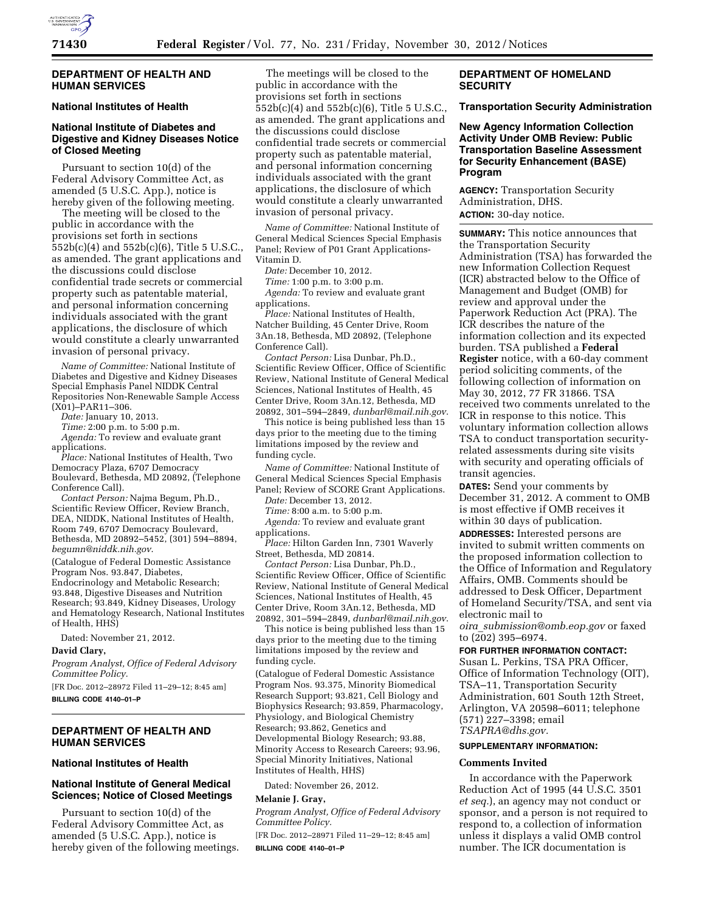## DEPARTMENT OF HEALTH AND HUMAN SERVICES

### National Institutes of Health

### National Institute of Diabetes and Digestive and Kidney Diseases Notice of Closed Meeting

Pursuant to section 10(d) of the Federal Advisory Committee Act, as amended (5 U.S.C. App.), notice is hereby given of the following meeting.

The meeting will be closed to the public in accordance with the provisions set forth in sections 552b(c)(4) and 552b(c)(6), Title 5 U.S.C., as amended. The grant applications and the discussions could disclose confidential trade secrets or commercial property such as patentable material, and personal information concerning individuals associated with the grant applications, the disclosure of which would constitute a clearly unwarranted invasion of personal privacy.

*Name of Committee:* National Institute of Diabetes and Digestive and Kidney Diseases Special Emphasis Panel NIDDK Central Repositories Non-Renewable Sample Access (X01)–PAR11–306.

*Date:* January 10, 2013.

*Time:* 2:00 p.m. to 5:00 p.m.

*Agenda:* To review and evaluate grant applications.

*Place:* National Institutes of Health, Two Democracy Plaza, 6707 Democracy Boulevard, Bethesda, MD 20892, (Telephone Conference Call).

*Contact Person:* Najma Begum, Ph.D., Scientific Review Officer, Review Branch, DEA, NIDDK, National Institutes of Health, Room 749, 6707 Democracy Boulevard, Bethesda, MD 20892–5452, (301) 594–8894, *begumn@niddk.nih.gov.*

(Catalogue of Federal Domestic Assistance Program Nos. 93.847, Diabetes, Endocrinology and Metabolic Research; 93.848, Digestive Diseases and Nutrition Research; 93.849, Kidney Diseases, Urology and Hematology Research, National Institutes of Health, HHS)

Dated: November 21, 2012.

**David Clary,**

*Program Analyst, Office of Federal Advisory Committee Policy.*

[FR Doc. 2012–28972 Filed 11–29–12; 8:45 am]

**BILLING CODE 4140–01–P**

## DEPARTMENT OF HEALTH AND HUMAN SERVICES

### National Institutes of Health

### National Institute of General Medical Sciences; Notice of Closed Meetings

Pursuant to section 10(d) of the Federal Advisory Committee Act, as amended (5 U.S.C. App.), notice is hereby given of the following meetings.

The meetings will be closed to the public in accordance with the provisions set forth in sections 552b(c)(4) and 552b(c)(6), Title 5 U.S.C., as amended. The grant applications and the discussions could disclose confidential trade secrets or commercial property such as patentable material, and personal information concerning individuals associated with the grant applications, the disclosure of which would constitute a clearly unwarranted invasion of personal privacy.

*Name of Committee:* National Institute of General Medical Sciences Special Emphasis Panel; Review of P01 Grant Applications-Vitamin D.

*Date:* December 10, 2012.

*Time:* 1:00 p.m. to 3:00 p.m.

*Agenda:* To review and evaluate grant applications.

*Place:* National Institutes of Health, Natcher Building, 45 Center Drive, Room 3An.18, Bethesda, MD 20892, (Telephone Conference Call).

*Contact Person:* Lisa Dunbar, Ph.D., Scientific Review Officer, Office of Scientific Review, National Institute of General Medical Sciences, National Institutes of Health, 45 Center Drive, Room 3An.12, Bethesda, MD 20892, 301–594–2849, *dunbarl@mail.nih.gov*.

This notice is being published less than 15 days prior to the meeting due to the timing limitations imposed by the review and funding cycle.

*Name of Committee:* National Institute of General Medical Sciences Special Emphasis Panel; Review of SCORE Grant Applications.

*Date:* December 13, 2012.

*Time:* 8:00 a.m. to 5:00 p.m.

*Agenda:* To review and evaluate grant applications.

*Place:* Hilton Garden Inn, 7301 Waverly Street, Bethesda, MD 20814.

*Contact Person:* Lisa Dunbar, Ph.D., Scientific Review Officer, Office of Scientific Review, National Institute of General Medical Sciences, National Institutes of Health, 45 Center Drive, Room 3An.12, Bethesda, MD 20892, 301–594–2849, *dunbarl@mail.nih.gov*.

This notice is being published less than 15 days prior to the meeting due to the timing limitations imposed by the review and funding cycle.

(Catalogue of Federal Domestic Assistance Program Nos. 93.375, Minority Biomedical Research Support; 93.821, Cell Biology and Biophysics Research; 93.859, Pharmacology, Physiology, and Biological Chemistry Research; 93.862, Genetics and Developmental Biology Research; 93.88, Minority Access to Research Careers; 93.96, Special Minority Initiatives, National Institutes of Health, HHS)

Dated: November 26, 2012.

**Melanie J. Gray,**

*Program Analyst, Office of Federal Advisory Committee Policy.*

[FR Doc. 2012–28971 Filed 11–29–12; 8:45 am]

**BILLING CODE 4140–01–P**

## DEPARTMENT OF HOMELAND SECURITY

### Transportation Security Administration

### New Agency Information Collection Activity Under OMB Review: Public Transportation Baseline Assessment for Security Enhancement (BASE) Program

**AGENCY:** Transportation Security Administration, DHS.

**ACTION:** 30-day notice.

**SUMMARY:** This notice announces that the Transportation Security Administration (TSA) has forwarded the new Information Collection Request (ICR) abstracted below to the Office of Management and Budget (OMB) for review and approval under the Paperwork Reduction Act (PRA). The ICR describes the nature of the information collection and its expected burden. TSA published a **Federal Register** notice, with a 60-day comment period soliciting comments, of the following collection of information on May 30, 2012, 77 FR 31866. TSA received two comments unrelated to the ICR in response to this notice. This voluntary information collection allows TSA to conduct transportation security-related assessments during site visits with security and operating officials of transit agencies.

**DATES:** Send your comments by December 31, 2012. A comment to OMB is most effective if OMB receives it within 30 days of publication.

**ADDRESSES:** Interested persons are invited to submit written comments on the proposed information collection to the Office of Information and Regulatory Affairs, OMB. Comments should be addressed to Desk Officer, Department of Homeland Security/TSA, and sent via electronic mail to *oira_submission@omb.eop.gov* or faxed to (202) 395–6974.

**FOR FURTHER INFORMATION CONTACT:** Susan L. Perkins, TSA PRA Officer, Office of Information Technology (OIT), TSA–11, Transportation Security Administration, 601 South 12th Street, Arlington, VA 20598–6011; telephone (571) 227–3398; email *TSAPRA@dhs.gov.*

**SUPPLEMENTARY INFORMATION:**

#### Comments Invited

In accordance with the Paperwork Reduction Act of 1995 (44 U.S.C. 3501 *et seq.*), an agency may not conduct or sponsor, and a person is not required to respond to, a collection of information unless it displays a valid OMB control number. The ICR documentation is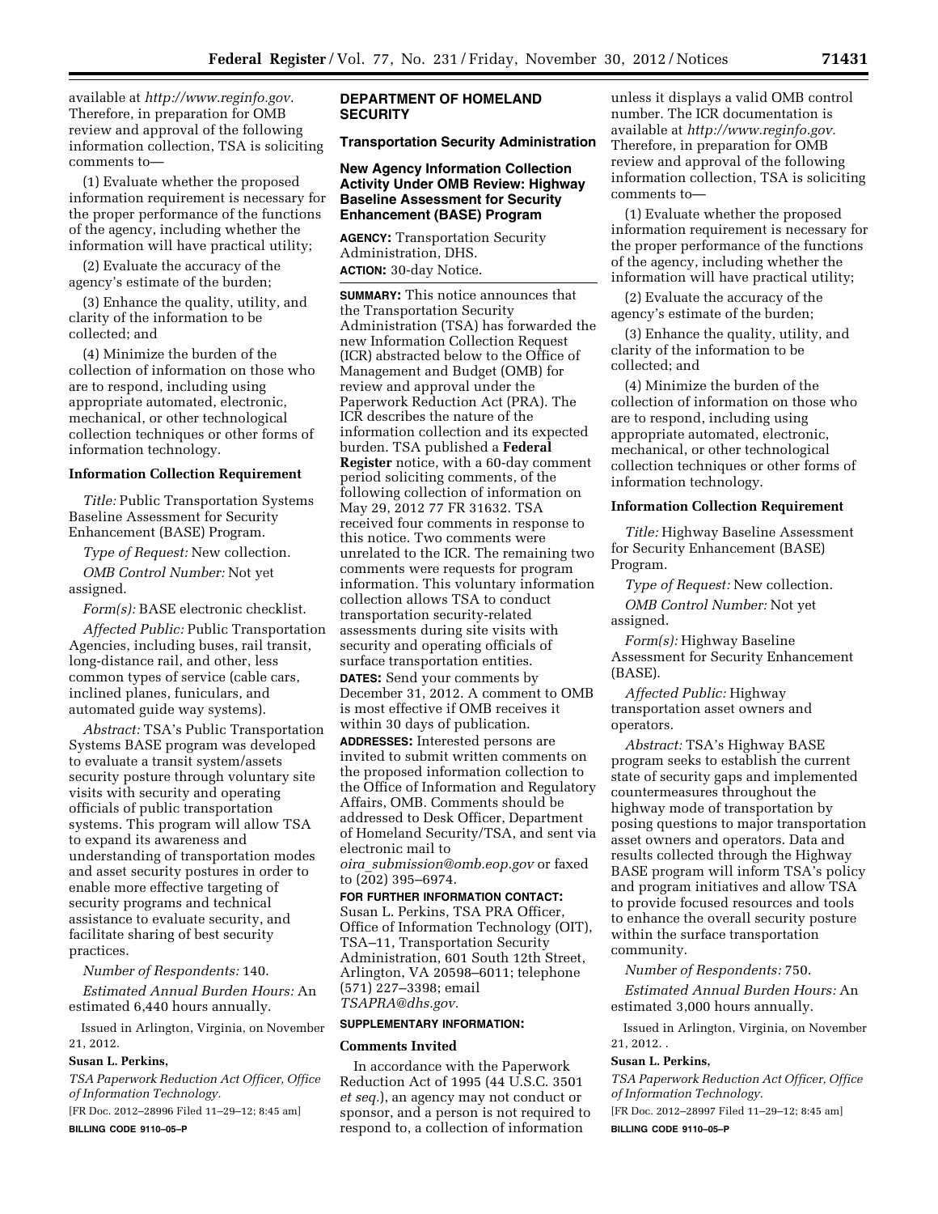available at *http://www.reginfo.gov.* Therefore, in preparation for OMB review and approval of the following information collection, TSA is soliciting comments to—

(1) Evaluate whether the proposed information requirement is necessary for the proper performance of the functions of the agency, including whether the information will have practical utility;

(2) Evaluate the accuracy of the agency's estimate of the burden;

(3) Enhance the quality, utility, and clarity of the information to be collected; and

(4) Minimize the burden of the collection of information on those who are to respond, including using appropriate automated, electronic, mechanical, or other technological collection techniques or other forms of information technology.

**Information Collection Requirement**

*Title:* Public Transportation Systems Baseline Assessment for Security Enhancement (BASE) Program.

*Type of Request:* New collection.

*OMB Control Number:* Not yet assigned.

*Form(s):* BASE electronic checklist.

*Affected Public:* Public Transportation Agencies, including buses, rail transit, long-distance rail, and other, less common types of service (cable cars, inclined planes, funiculars, and automated guide way systems).

*Abstract:* TSA's Public Transportation Systems BASE program was developed to evaluate a transit system/assets security posture through voluntary site visits with security and operating officials of public transportation systems. This program will allow TSA to expand its awareness and understanding of transportation modes and asset security postures in order to enable more effective targeting of security programs and technical assistance to evaluate security, and facilitate sharing of best security practices.

*Number of Respondents:* 140.

*Estimated Annual Burden Hours:* An estimated 6,440 hours annually.

Issued in Arlington, Virginia, on November 21, 2012.

**Susan L. Perkins,**

*TSA Paperwork Reduction Act Officer, Office of Information Technology.*

[FR Doc. 2012–28996 Filed 11–29–12; 8:45 am]

**BILLING CODE 9110–05–P**

## DEPARTMENT OF HOMELAND SECURITY

### Transportation Security Administration

### New Agency Information Collection Activity Under OMB Review: Highway Baseline Assessment for Security Enhancement (BASE) Program

**AGENCY:** Transportation Security Administration, DHS.

**ACTION:** 30-day Notice.

**SUMMARY:** This notice announces that the Transportation Security Administration (TSA) has forwarded the new Information Collection Request (ICR) abstracted below to the Office of Management and Budget (OMB) for review and approval under the Paperwork Reduction Act (PRA). The ICR describes the nature of the information collection and its expected burden. TSA published a **Federal Register** notice, with a 60-day comment period soliciting comments, of the following collection of information on May 29, 2012 77 FR 31632. TSA received four comments in response to this notice. Two comments were unrelated to the ICR. The remaining two comments were requests for program information. This voluntary information collection allows TSA to conduct transportation security-related assessments during site visits with security and operating officials of surface transportation entities.

**DATES:** Send your comments by December 31, 2012. A comment to OMB is most effective if OMB receives it within 30 days of publication.

**ADDRESSES:** Interested persons are invited to submit written comments on the proposed information collection to the Office of Information and Regulatory Affairs, OMB. Comments should be addressed to Desk Officer, Department of Homeland Security/TSA, and sent via electronic mail to *oira_submission@omb.eop.gov* or faxed to (202) 395–6974.

**FOR FURTHER INFORMATION CONTACT:** Susan L. Perkins, TSA PRA Officer, Office of Information Technology (OIT), TSA–11, Transportation Security Administration, 601 South 12th Street, Arlington, VA 20598–6011; telephone (571) 227–3398; email *TSAPRA@dhs.gov.*

**SUPPLEMENTARY INFORMATION:**

**Comments Invited**

In accordance with the Paperwork Reduction Act of 1995 (44 U.S.C. 3501 *et seq.*), an agency may not conduct or sponsor, and a person is not required to respond to, a collection of information unless it displays a valid OMB control number. The ICR documentation is available at *http://www.reginfo.gov.* Therefore, in preparation for OMB review and approval of the following information collection, TSA is soliciting comments to—

(1) Evaluate whether the proposed information requirement is necessary for the proper performance of the functions of the agency, including whether the information will have practical utility;

(2) Evaluate the accuracy of the agency's estimate of the burden;

(3) Enhance the quality, utility, and clarity of the information to be collected; and

(4) Minimize the burden of the collection of information on those who are to respond, including using appropriate automated, electronic, mechanical, or other technological collection techniques or other forms of information technology.

**Information Collection Requirement**

*Title:* Highway Baseline Assessment for Security Enhancement (BASE) Program.

*Type of Request:* New collection.

*OMB Control Number:* Not yet assigned.

*Form(s):* Highway Baseline Assessment for Security Enhancement (BASE).

*Affected Public:* Highway transportation asset owners and operators.

*Abstract:* TSA's Highway BASE program seeks to establish the current state of security gaps and implemented countermeasures throughout the highway mode of transportation by posing questions to major transportation asset owners and operators. Data and results collected through the Highway BASE program will inform TSA's policy and program initiatives and allow TSA to provide focused resources and tools to enhance the overall security posture within the surface transportation community.

*Number of Respondents:* 750.

*Estimated Annual Burden Hours:* An estimated 3,000 hours annually.

Issued in Arlington, Virginia, on November 21, 2012. .

**Susan L. Perkins,**

*TSA Paperwork Reduction Act Officer, Office of Information Technology.*

[FR Doc. 2012–28997 Filed 11–29–12; 8:45 am]

**BILLING CODE 9110–05–P**